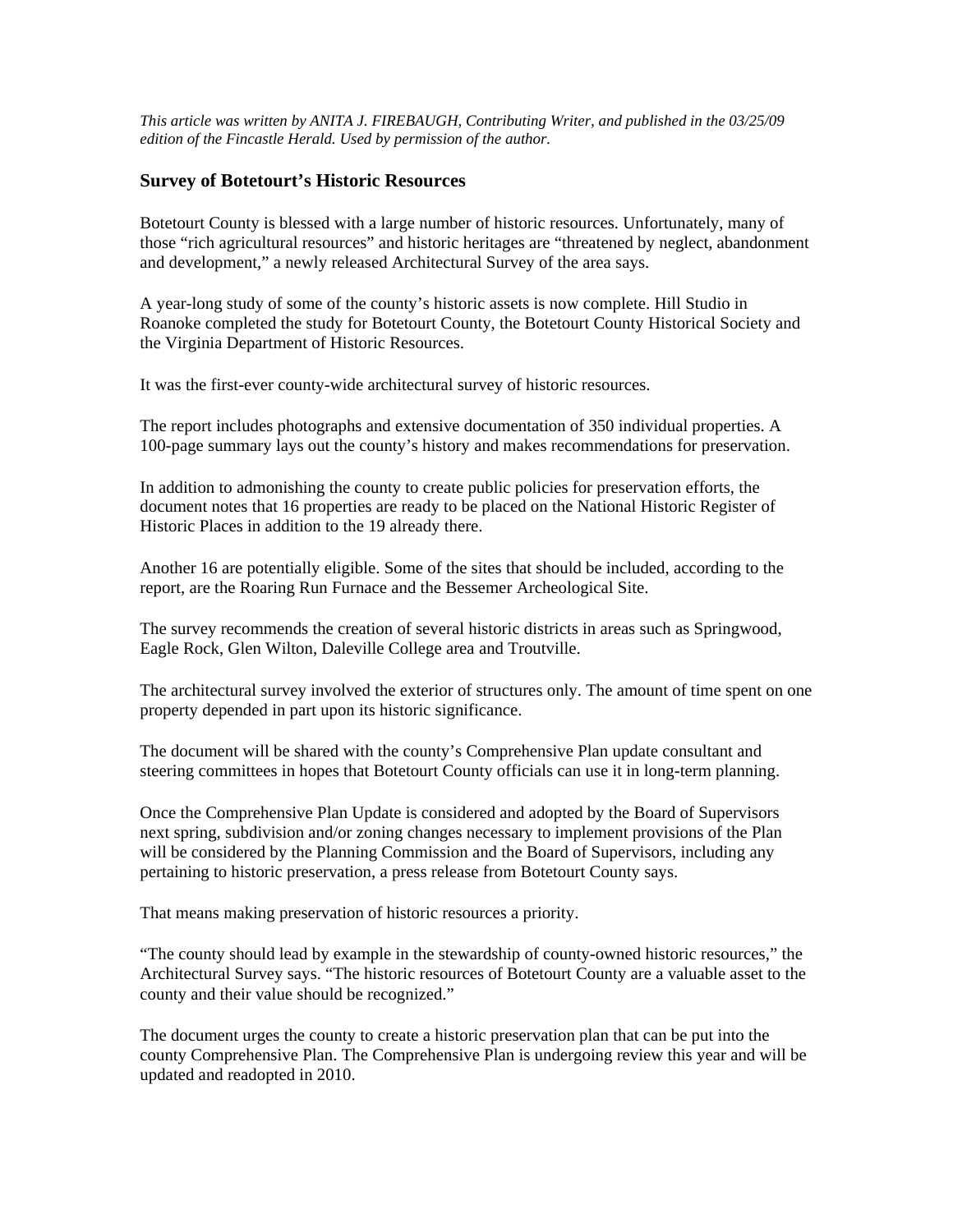*This article was written by ANITA J. FIREBAUGH, Contributing Writer, and published in the 03/25/09 edition of the Fincastle Herald. Used by permission of the author.*

### Survey of Botetourt's Historic Resources

Botetourt County is blessed with a large number of historic resources. Unfortunately, many of those "rich agricultural resources" and historic heritages are "threatened by neglect, abandonment and development," a newly released Architectural Survey of the area says.

A year-long study of some of the county's historic assets is now complete. Hill Studio in Roanoke completed the study for Botetourt County, the Botetourt County Historical Society and the Virginia Department of Historic Resources.

It was the first-ever county-wide architectural survey of historic resources.

The report includes photographs and extensive documentation of 350 individual properties. A 100-page summary lays out the county's history and makes recommendations for preservation.

In addition to admonishing the county to create public policies for preservation efforts, the document notes that 16 properties are ready to be placed on the National Historic Register of Historic Places in addition to the 19 already there.

Another 16 are potentially eligible. Some of the sites that should be included, according to the report, are the Roaring Run Furnace and the Bessemer Archeological Site.

The survey recommends the creation of several historic districts in areas such as Springwood, Eagle Rock, Glen Wilton, Daleville College area and Troutville.

The architectural survey involved the exterior of structures only. The amount of time spent on one property depended in part upon its historic significance.

The document will be shared with the county's Comprehensive Plan update consultant and steering committees in hopes that Botetourt County officials can use it in long-term planning.

Once the Comprehensive Plan Update is considered and adopted by the Board of Supervisors next spring, subdivision and/or zoning changes necessary to implement provisions of the Plan will be considered by the Planning Commission and the Board of Supervisors, including any pertaining to historic preservation, a press release from Botetourt County says.

That means making preservation of historic resources a priority.

"The county should lead by example in the stewardship of county-owned historic resources," the Architectural Survey says. "The historic resources of Botetourt County are a valuable asset to the county and their value should be recognized."

The document urges the county to create a historic preservation plan that can be put into the county Comprehensive Plan. The Comprehensive Plan is undergoing review this year and will be updated and readopted in 2010.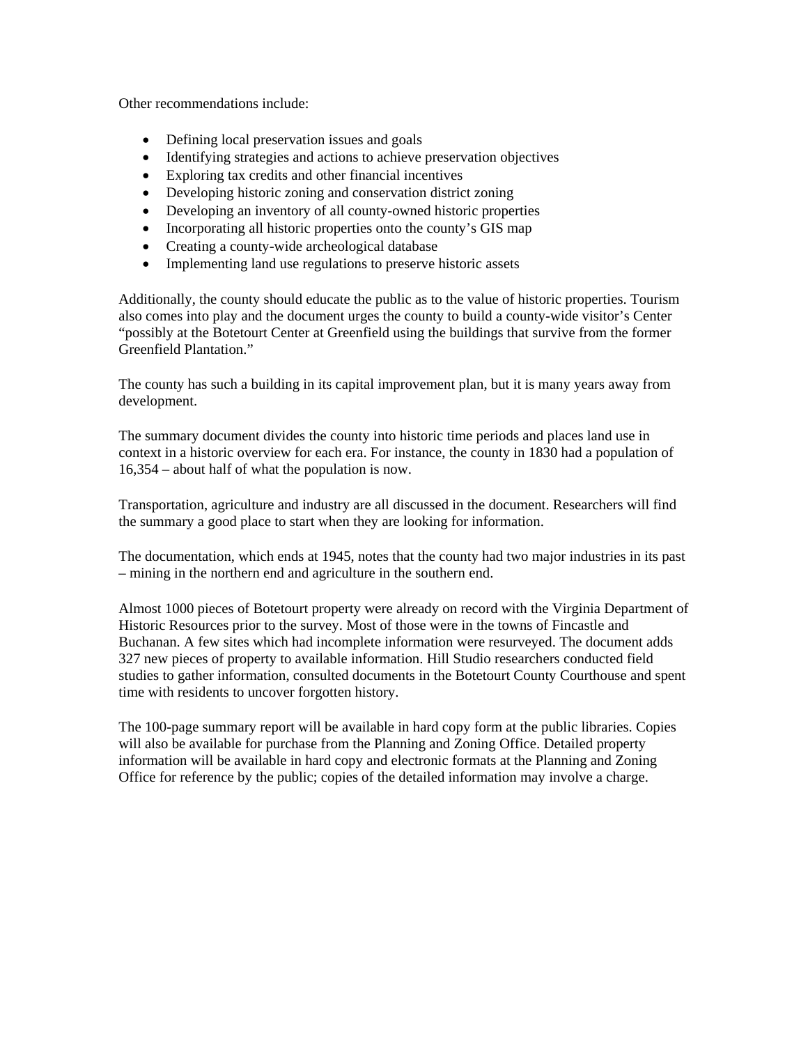Other recommendations include:

- Defining local preservation issues and goals
- Identifying strategies and actions to achieve preservation objectives
- Exploring tax credits and other financial incentives
- Developing historic zoning and conservation district zoning
- Developing an inventory of all county-owned historic properties
- Incorporating all historic properties onto the county's GIS map
- Creating a county-wide archeological database
- Implementing land use regulations to preserve historic assets

Additionally, the county should educate the public as to the value of historic properties. Tourism also comes into play and the document urges the county to build a county-wide visitor's Center "possibly at the Botetourt Center at Greenfield using the buildings that survive from the former Greenfield Plantation."

The county has such a building in its capital improvement plan, but it is many years away from development.

The summary document divides the county into historic time periods and places land use in context in a historic overview for each era. For instance, the county in 1830 had a population of 16,354 – about half of what the population is now.

Transportation, agriculture and industry are all discussed in the document. Researchers will find the summary a good place to start when they are looking for information.

The documentation, which ends at 1945, notes that the county had two major industries in its past – mining in the northern end and agriculture in the southern end.

Almost 1000 pieces of Botetourt property were already on record with the Virginia Department of Historic Resources prior to the survey. Most of those were in the towns of Fincastle and Buchanan. A few sites which had incomplete information were resurveyed. The document adds 327 new pieces of property to available information. Hill Studio researchers conducted field studies to gather information, consulted documents in the Botetourt County Courthouse and spent time with residents to uncover forgotten history.

The 100-page summary report will be available in hard copy form at the public libraries. Copies will also be available for purchase from the Planning and Zoning Office. Detailed property information will be available in hard copy and electronic formats at the Planning and Zoning Office for reference by the public; copies of the detailed information may involve a charge.